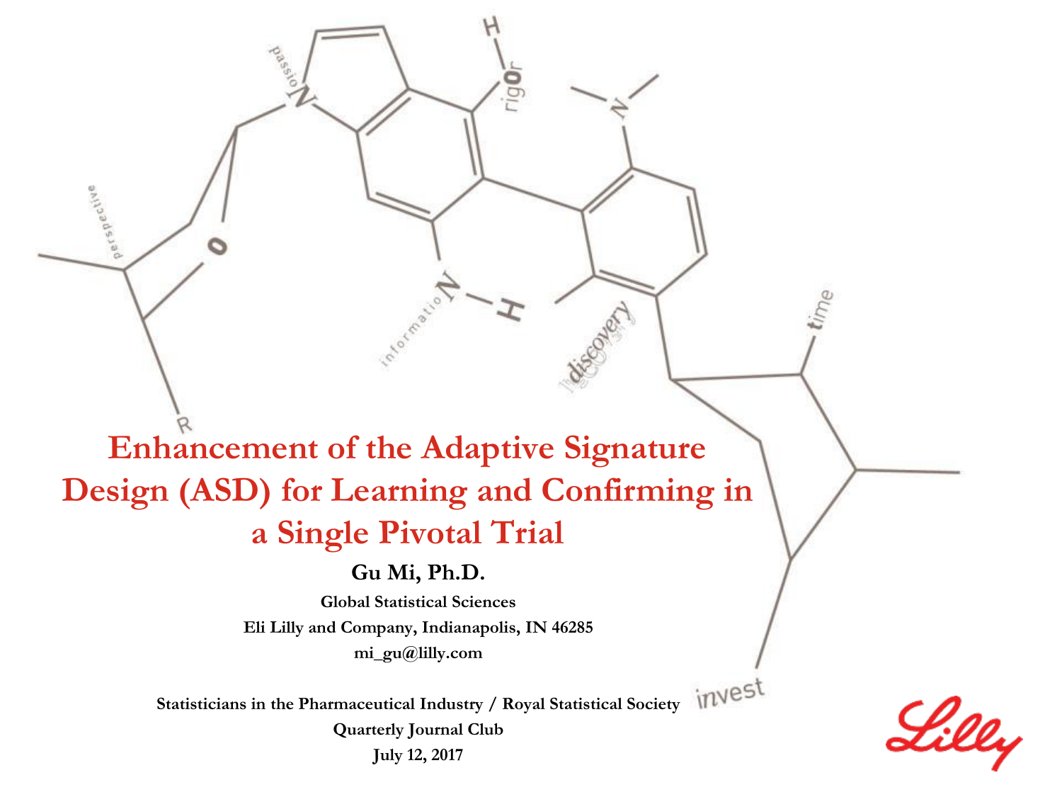# Enhancement of the Adaptive Signature Design (ASD) for Learning and Confirming in a Single Pivotal Trial

**Gu Mi, Ph.D.**

**Global Statistical Sciences**

**Eli Lilly and Company, Indianapolis, IN 46285**

**mi_gu@lilly.com**

**Statisticians in the Pharmaceutical Industry / Royal Statistical Society**

**Quarterly Journal Club**

**July 12, 2017**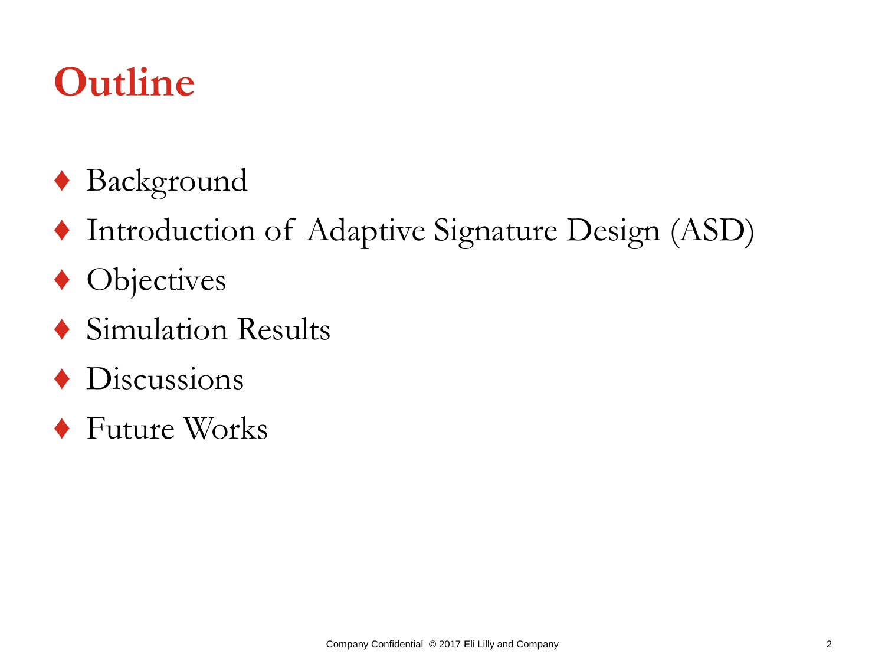# Outline

- Background
- Introduction of Adaptive Signature Design (ASD)
- Objectives
- Simulation Results
- Discussions
- Future Works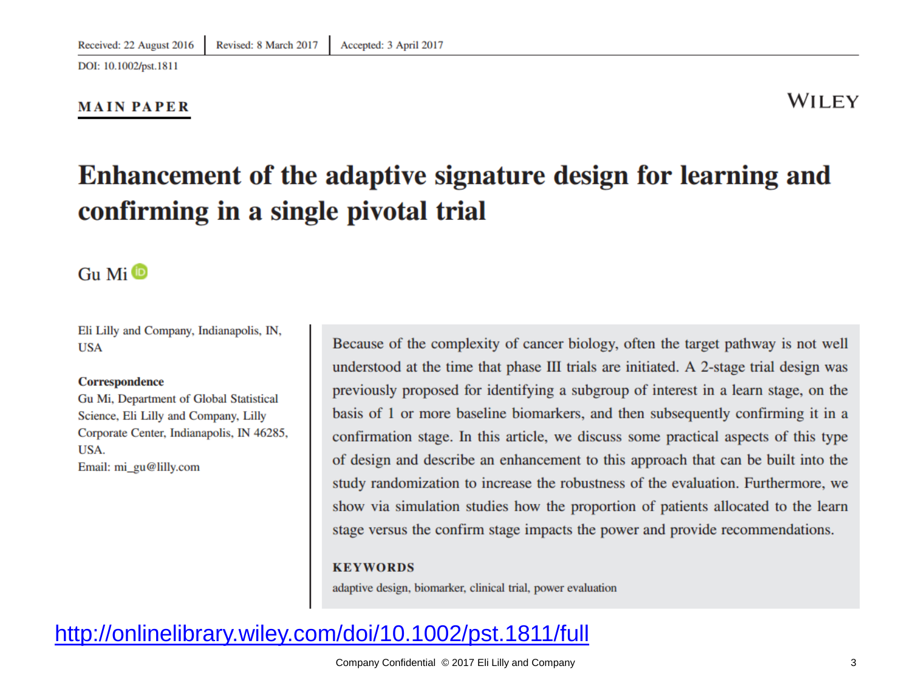Received: 22 August 2016 | Revised: 8 March 2017 | Accepted: 3 April 2017

DOI: 10.1002/pst.1811

**MAIN PAPER**

WILEY

# Enhancement of the adaptive signature design for learning and confirming in a single pivotal trial

Gu Mi

Eli Lilly and Company, Indianapolis, IN, USA

**Correspondence**
Gu Mi, Department of Global Statistical Science, Eli Lilly and Company, Lilly Corporate Center, Indianapolis, IN 46285, USA.
Email: mi_gu@lilly.com

Because of the complexity of cancer biology, often the target pathway is not well understood at the time that phase III trials are initiated. A 2-stage trial design was previously proposed for identifying a subgroup of interest in a learn stage, on the basis of 1 or more baseline biomarkers, and then subsequently confirming it in a confirmation stage. In this article, we discuss some practical aspects of this type of design and describe an enhancement to this approach that can be built into the study randomization to increase the robustness of the evaluation. Furthermore, we show via simulation studies how the proportion of patients allocated to the learn stage versus the confirm stage impacts the power and provide recommendations.

**KEYWORDS**

adaptive design, biomarker, clinical trial, power evaluation

http://onlinelibrary.wiley.com/doi/10.1002/pst.1811/full

Company Confidential © 2017 Eli Lilly and Company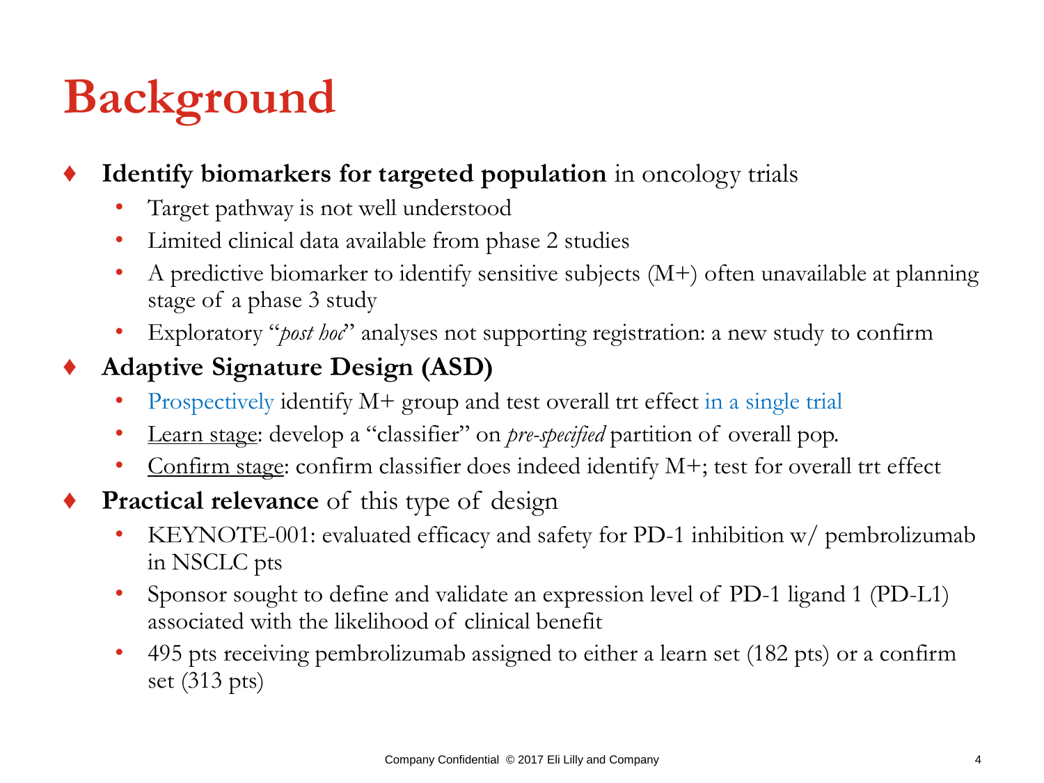# Background

- **Identify biomarkers for targeted population** in oncology trials
  - Target pathway is not well understood
  - Limited clinical data available from phase 2 studies
  - A predictive biomarker to identify sensitive subjects (M+) often unavailable at planning stage of a phase 3 study
  - Exploratory "*post hoc*" analyses not supporting registration: a new study to confirm
- **Adaptive Signature Design (ASD)**
  - Prospectively identify M+ group and test overall trt effect in a single trial
  - Learn stage: develop a "classifier" on *pre-specified* partition of overall pop.
  - Confirm stage: confirm classifier does indeed identify M+; test for overall trt effect
- **Practical relevance** of this type of design
  - KEYNOTE-001: evaluated efficacy and safety for PD-1 inhibition w/ pembrolizumab in NSCLC pts
  - Sponsor sought to define and validate an expression level of PD-1 ligand 1 (PD-L1) associated with the likelihood of clinical benefit
  - 495 pts receiving pembrolizumab assigned to either a learn set (182 pts) or a confirm set (313 pts)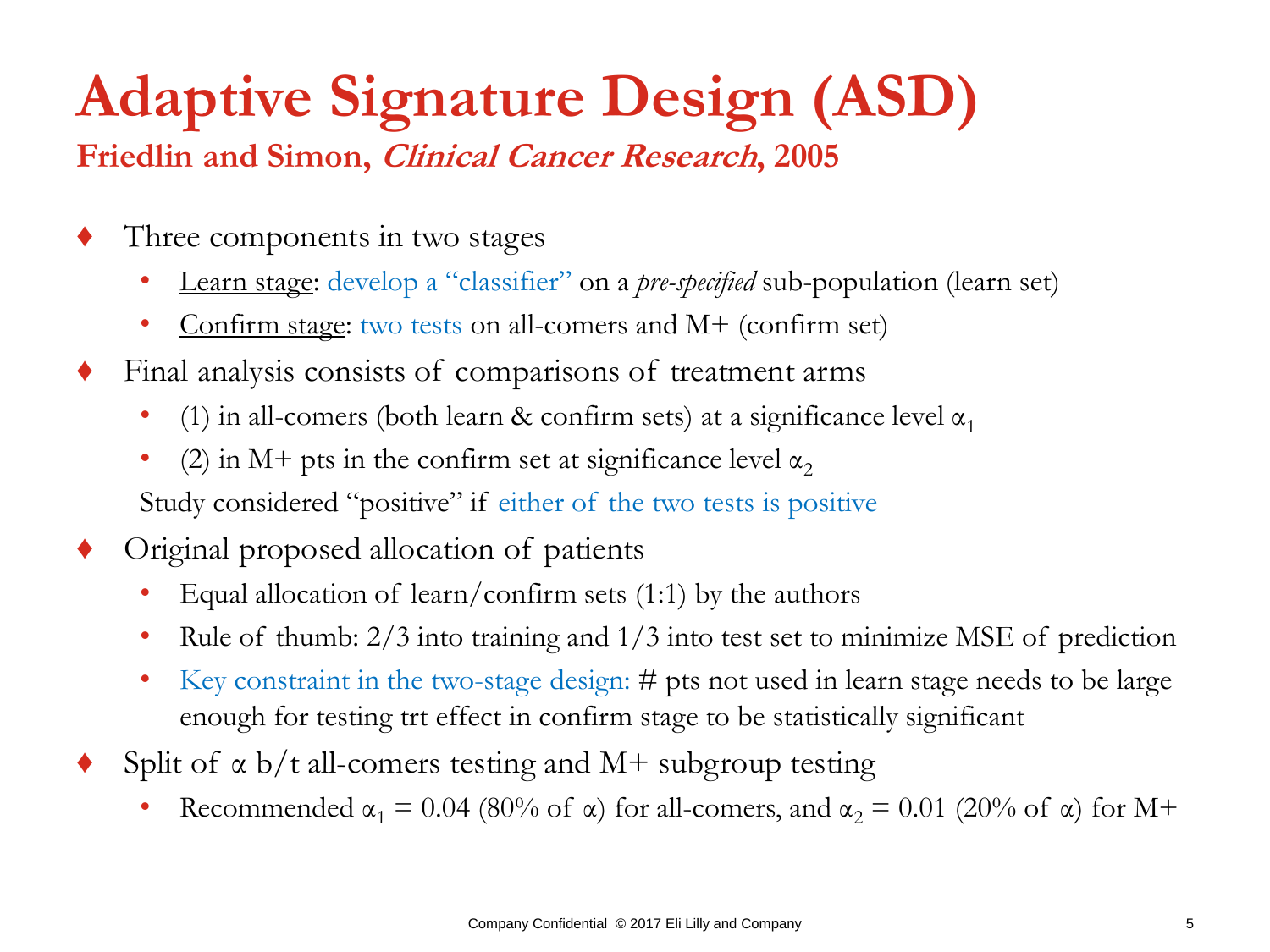# Adaptive Signature Design (ASD)

**Friedlin and Simon, *Clinical Cancer Research*, 2005**

- Three components in two stages
  - Learn stage: develop a "classifier" on a *pre-specified* sub-population (learn set)
  - Confirm stage: two tests on all-comers and M+ (confirm set)
- Final analysis consists of comparisons of treatment arms
  - (1) in all-comers (both learn & confirm sets) at a significance level $\alpha_1$
  - (2) in M+ pts in the confirm set at significance level $\alpha_2$

  Study considered "positive" if either of the two tests is positive
- Original proposed allocation of patients
  - Equal allocation of learn/confirm sets (1:1) by the authors
  - Rule of thumb: 2/3 into training and 1/3 into test set to minimize MSE of prediction
  - Key constraint in the two-stage design: # pts not used in learn stage needs to be large enough for testing trt effect in confirm stage to be statistically significant
- Split of $\alpha$ b/t all-comers testing and M+ subgroup testing
  - Recommended $\alpha_1 = 0.04$ (80% of $\alpha$) for all-comers, and $\alpha_2 = 0.01$ (20% of $\alpha$) for M+

Company Confidential © 2017 Eli Lilly and Company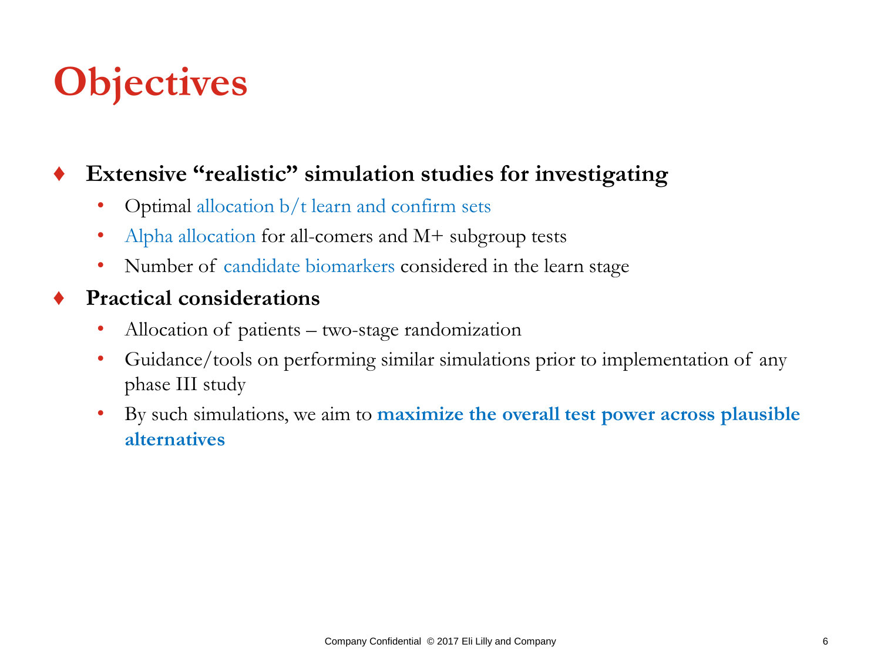# Objectives

- **Extensive "realistic" simulation studies for investigating**
  - Optimal allocation b/t learn and confirm sets
  - Alpha allocation for all-comers and M+ subgroup tests
  - Number of candidate biomarkers considered in the learn stage
- **Practical considerations**
  - Allocation of patients – two-stage randomization
  - Guidance/tools on performing similar simulations prior to implementation of any phase III study
  - By such simulations, we aim to **maximize the overall test power across plausible alternatives**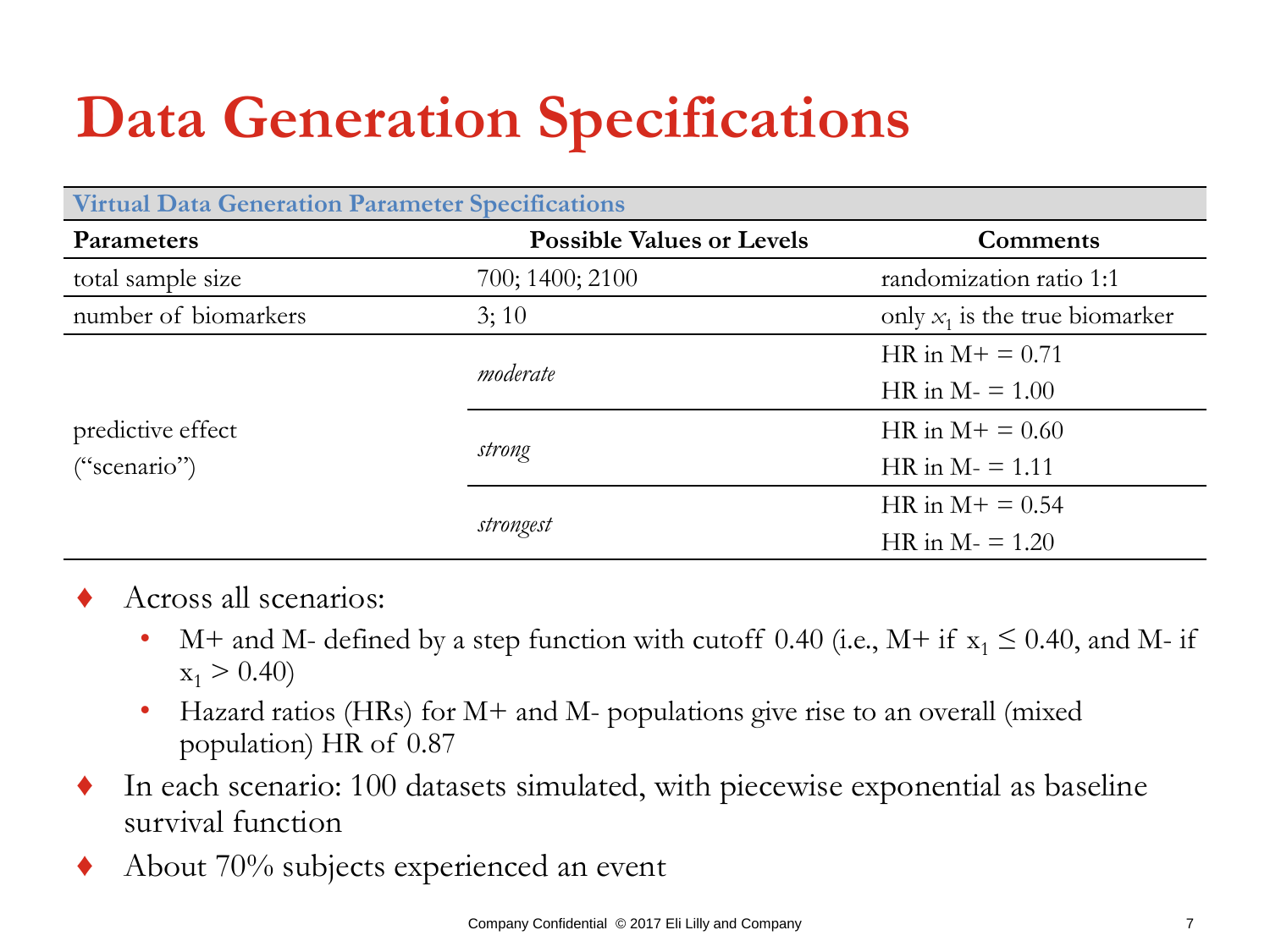# Data Generation Specifications

| Virtual Data Generation Parameter Specifications | | |
|---|---|---|
| **Parameters** | **Possible Values or Levels** | **Comments** |
| total sample size | 700; 1400; 2100 | randomization ratio 1:1 |
| number of biomarkers | 3; 10 | only $x_1$ is the true biomarker |
| predictive effect (“scenario”) | *moderate* | HR in M+ = 0.71<br>HR in M- = 1.00 |
| | *strong* | HR in M+ = 0.60<br>HR in M- = 1.11 |
| | *strongest* | HR in M+ = 0.54<br>HR in M- = 1.20 |

- Across all scenarios:
  - M+ and M- defined by a step function with cutoff 0.40 (i.e., M+ if $x_1 \leq 0.40$, and M- if $x_1 > 0.40$)
  - Hazard ratios (HRs) for M+ and M- populations give rise to an overall (mixed population) HR of 0.87
- In each scenario: 100 datasets simulated, with piecewise exponential as baseline survival function
- About 70% subjects experienced an event

Company Confidential © 2017 Eli Lilly and Company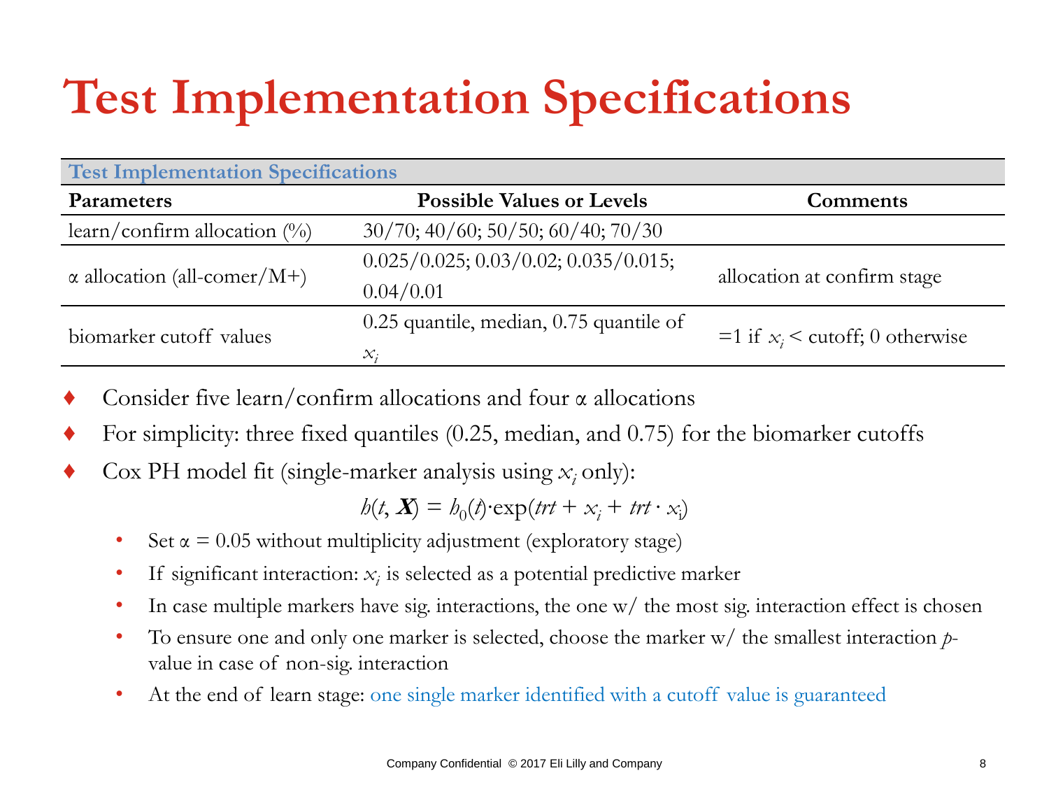# Test Implementation Specifications

| Test Implementation Specifications | | |
|---|---|---|
| **Parameters** | **Possible Values or Levels** | **Comments** |
| learn/confirm allocation (%) | 30/70; 40/60; 50/50; 60/40; 70/30 | |
| α allocation (all-comer/M+) | 0.025/0.025; 0.03/0.02; 0.035/0.015; 0.04/0.01 | allocation at confirm stage |
| biomarker cutoff values | 0.25 quantile, median, 0.75 quantile of $x_i$ | =1 if $x_i$ < cutoff; 0 otherwise |

- Consider five learn/confirm allocations and four α allocations
- For simplicity: three fixed quantiles (0.25, median, and 0.75) for the biomarker cutoffs
- Cox PH model fit (single-marker analysis using $x_i$ only):

$$h(t, \boldsymbol{X}) = h_0(t) \cdot \exp(trt + x_i + trt \cdot x_i)$$

  - Set α = 0.05 without multiplicity adjustment (exploratory stage)
  - If significant interaction: $x_i$ is selected as a potential predictive marker
  - In case multiple markers have sig. interactions, the one w/ the most sig. interaction effect is chosen
  - To ensure one and only one marker is selected, choose the marker w/ the smallest interaction $p$-value in case of non-sig. interaction
  - At the end of learn stage: one single marker identified with a cutoff value is guaranteed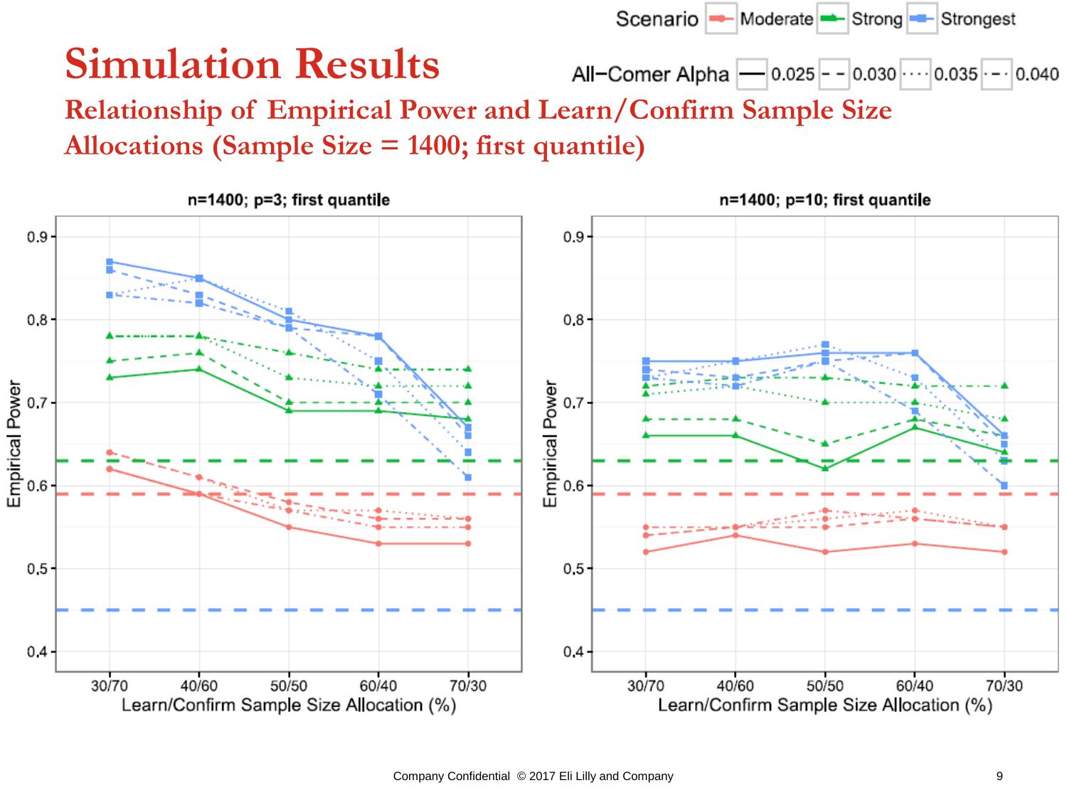# Simulation Results

## Relationship of Empirical Power and Learn/Confirm Sample Size Allocations (Sample Size = 1400; first quantile)

Scenario: Moderate, Strong, Strongest

All−Comer Alpha: 0.025, 0.030, 0.035, 0.040

n=1400; p=3; first quantile

Empirical Power

0.4, 0.5, 0.6, 0.7, 0.8, 0.9

30/70, 40/60, 50/50, 60/40, 70/30

Learn/Confirm Sample Size Allocation (%)

n=1400; p=10; first quantile

Empirical Power

0.4, 0.5, 0.6, 0.7, 0.8, 0.9

30/70, 40/60, 50/50, 60/40, 70/30

Learn/Confirm Sample Size Allocation (%)

Company Confidential © 2017 Eli Lilly and Company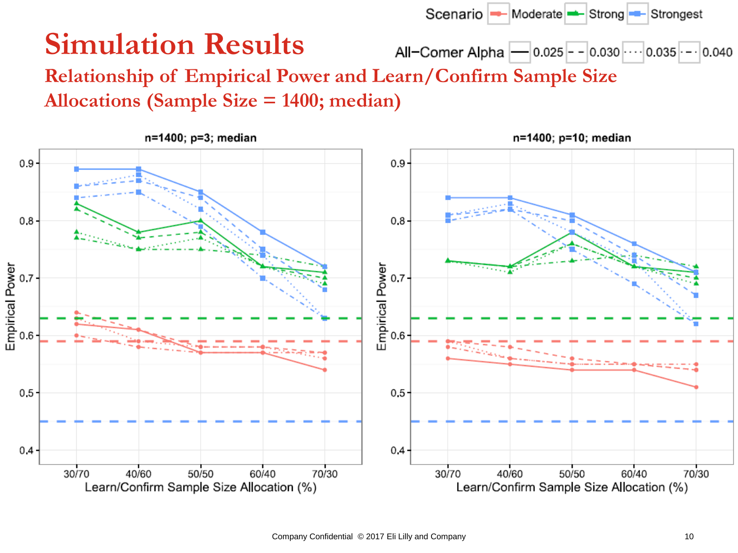# Simulation Results

## Relationship of Empirical Power and Learn/Confirm Sample Size Allocations (Sample Size = 1400; median)

Scenario: Moderate, Strong, Strongest

All−Comer Alpha: 0.025, 0.030, 0.035, 0.040

n=1400; p=3; median

Empirical Power

0.4
0.5
0.6
0.7
0.8
0.9

30/70
40/60
50/50
60/40
70/30

Learn/Confirm Sample Size Allocation (%)

n=1400; p=10; median

Empirical Power

0.4
0.5
0.6
0.7
0.8
0.9

30/70
40/60
50/50
60/40
70/30

Learn/Confirm Sample Size Allocation (%)

Company Confidential © 2017 Eli Lilly and Company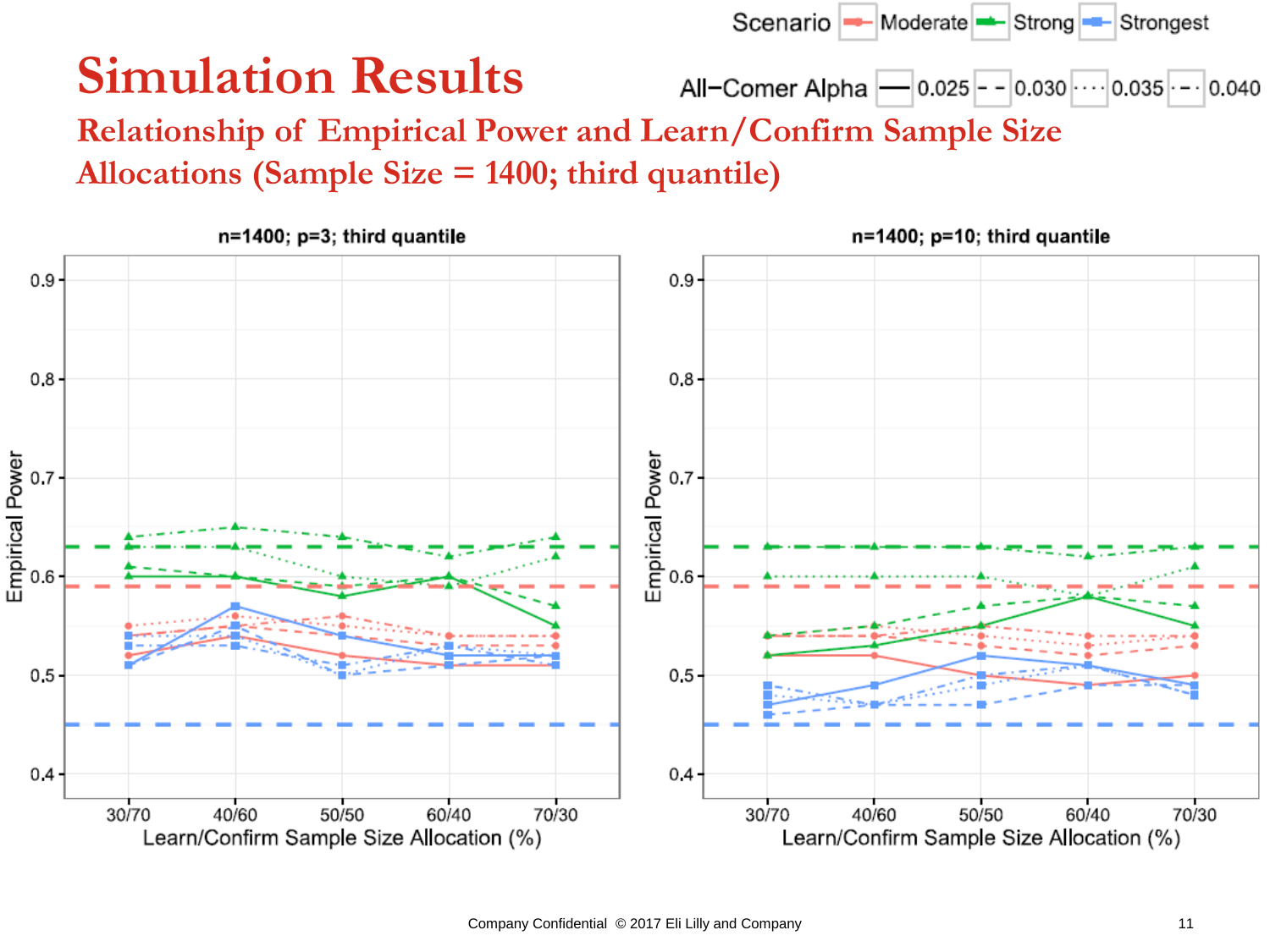# Simulation Results

## Relationship of Empirical Power and Learn/Confirm Sample Size Allocations (Sample Size = 1400; third quantile)

Scenario: Moderate, Strong, Strongest

All−Comer Alpha: 0.025, 0.030, 0.035, 0.040

n=1400; p=3; third quantile

Empirical Power

0.4
0.5
0.6
0.7
0.8
0.9

30/70 40/60 50/50 60/40 70/30

Learn/Confirm Sample Size Allocation (%)

n=1400; p=10; third quantile

Empirical Power

0.4
0.5
0.6
0.7
0.8
0.9

30/70 40/60 50/50 60/40 70/30

Learn/Confirm Sample Size Allocation (%)

Company Confidential © 2017 Eli Lilly and Company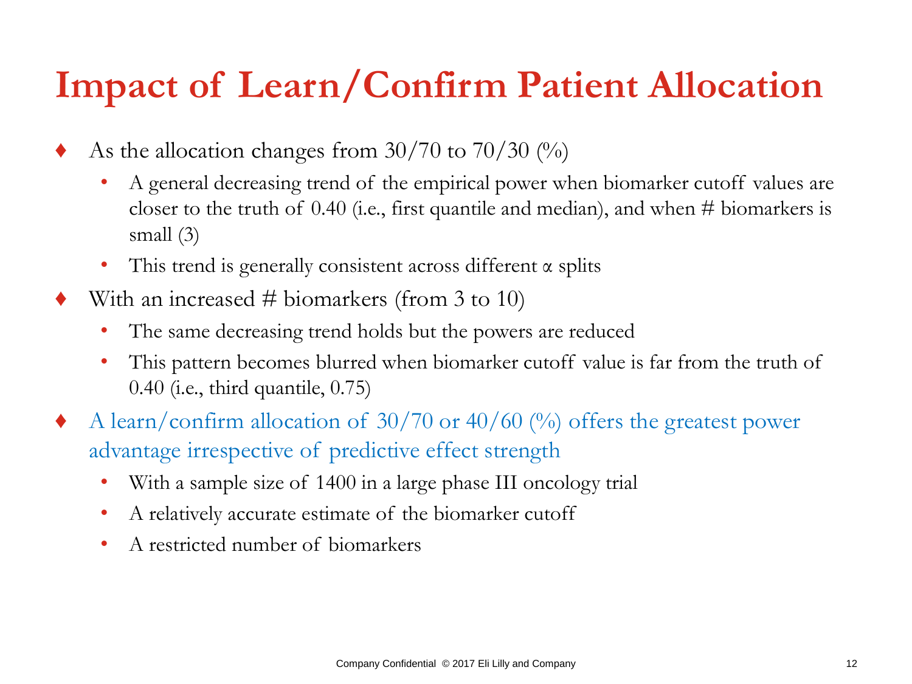# Impact of Learn/Confirm Patient Allocation

- As the allocation changes from 30/70 to 70/30 (%)
  - A general decreasing trend of the empirical power when biomarker cutoff values are closer to the truth of 0.40 (i.e., first quantile and median), and when # biomarkers is small (3)
  - This trend is generally consistent across different $\alpha$ splits
- With an increased # biomarkers (from 3 to 10)
  - The same decreasing trend holds but the powers are reduced
  - This pattern becomes blurred when biomarker cutoff value is far from the truth of 0.40 (i.e., third quantile, 0.75)
- A learn/confirm allocation of 30/70 or 40/60 (%) offers the greatest power advantage irrespective of predictive effect strength
  - With a sample size of 1400 in a large phase III oncology trial
  - A relatively accurate estimate of the biomarker cutoff
  - A restricted number of biomarkers

Company Confidential © 2017 Eli Lilly and Company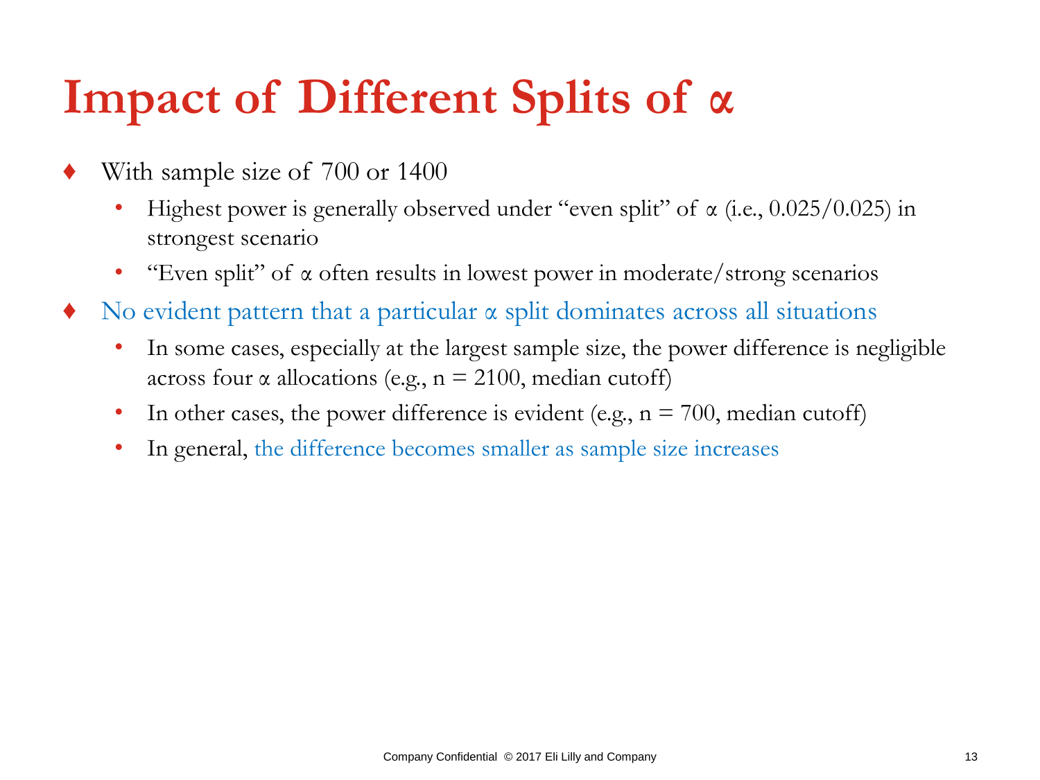# Impact of Different Splits of α

- With sample size of 700 or 1400
  - Highest power is generally observed under "even split" of α (i.e., 0.025/0.025) in strongest scenario
  - "Even split" of α often results in lowest power in moderate/strong scenarios
- No evident pattern that a particular α split dominates across all situations
  - In some cases, especially at the largest sample size, the power difference is negligible across four α allocations (e.g., n = 2100, median cutoff)
  - In other cases, the power difference is evident (e.g., n = 700, median cutoff)
  - In general, the difference becomes smaller as sample size increases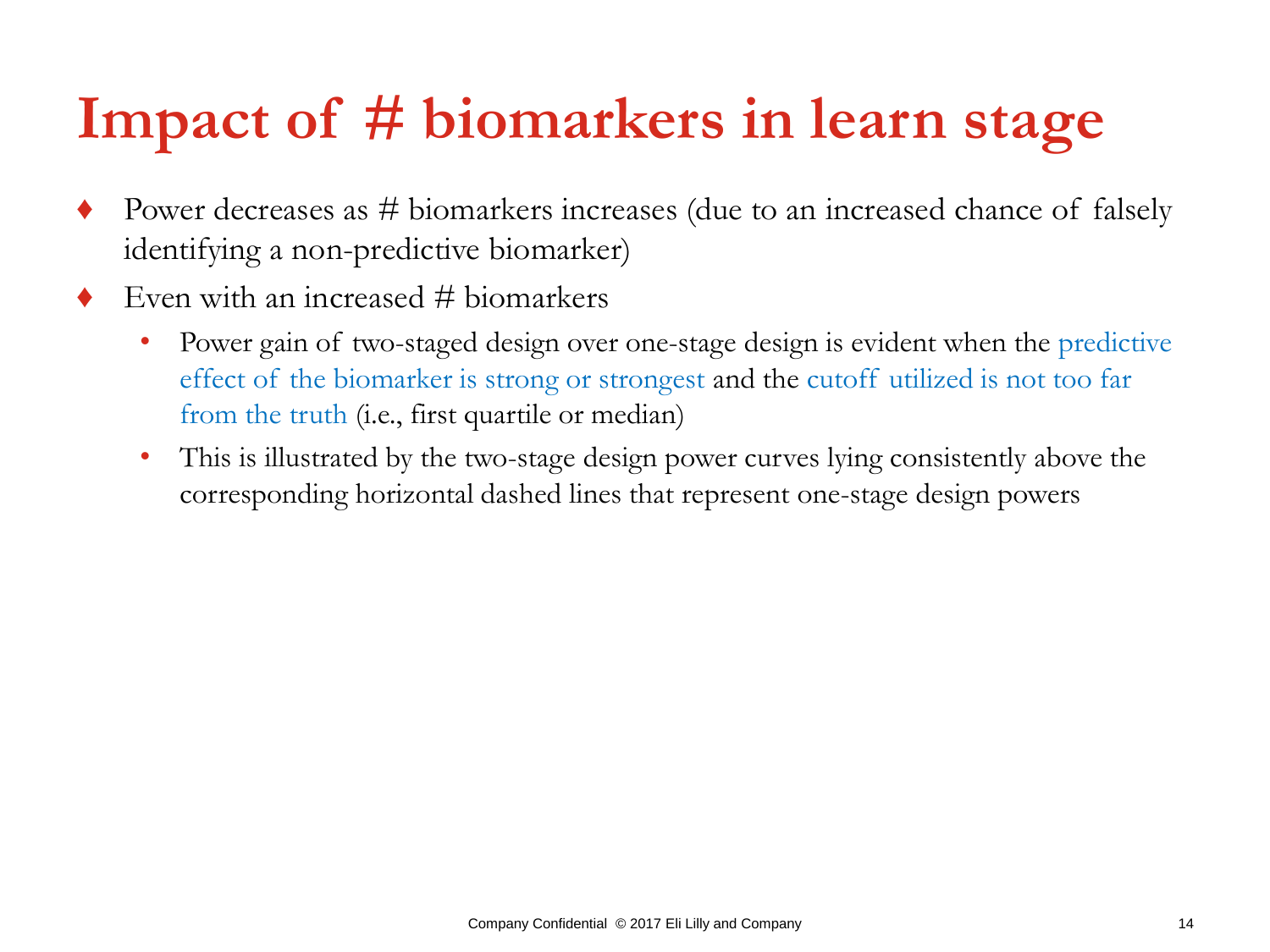# Impact of # biomarkers in learn stage

- Power decreases as # biomarkers increases (due to an increased chance of falsely identifying a non-predictive biomarker)
- Even with an increased # biomarkers
  - Power gain of two-staged design over one-stage design is evident when the predictive effect of the biomarker is strong or strongest and the cutoff utilized is not too far from the truth (i.e., first quartile or median)
  - This is illustrated by the two-stage design power curves lying consistently above the corresponding horizontal dashed lines that represent one-stage design powers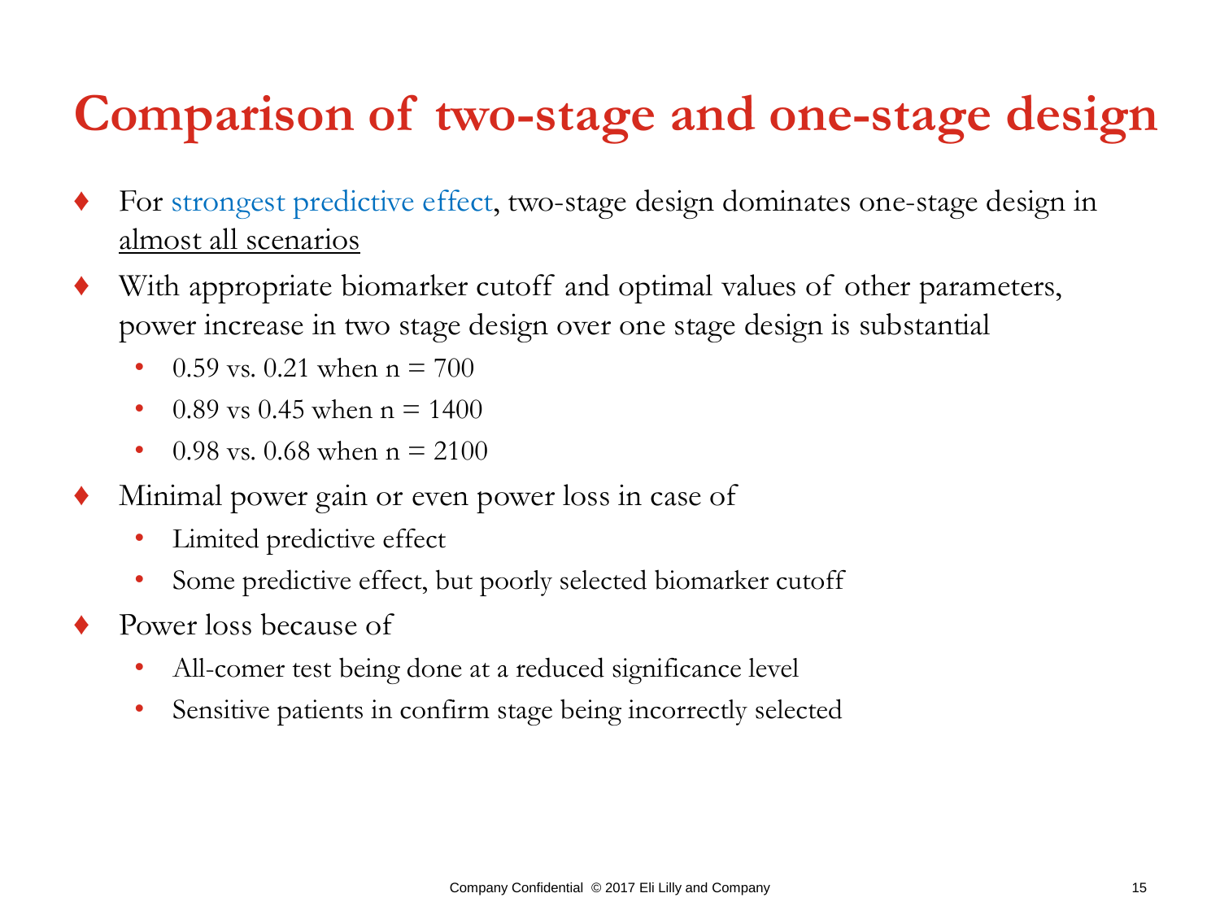# Comparison of two-stage and one-stage design

- For strongest predictive effect, two-stage design dominates one-stage design in almost all scenarios
- With appropriate biomarker cutoff and optimal values of other parameters, power increase in two stage design over one stage design is substantial
  - 0.59 vs. 0.21 when n = 700
  - 0.89 vs 0.45 when n = 1400
  - 0.98 vs. 0.68 when n = 2100
- Minimal power gain or even power loss in case of
  - Limited predictive effect
  - Some predictive effect, but poorly selected biomarker cutoff
- Power loss because of
  - All-comer test being done at a reduced significance level
  - Sensitive patients in confirm stage being incorrectly selected

Company Confidential © 2017 Eli Lilly and Company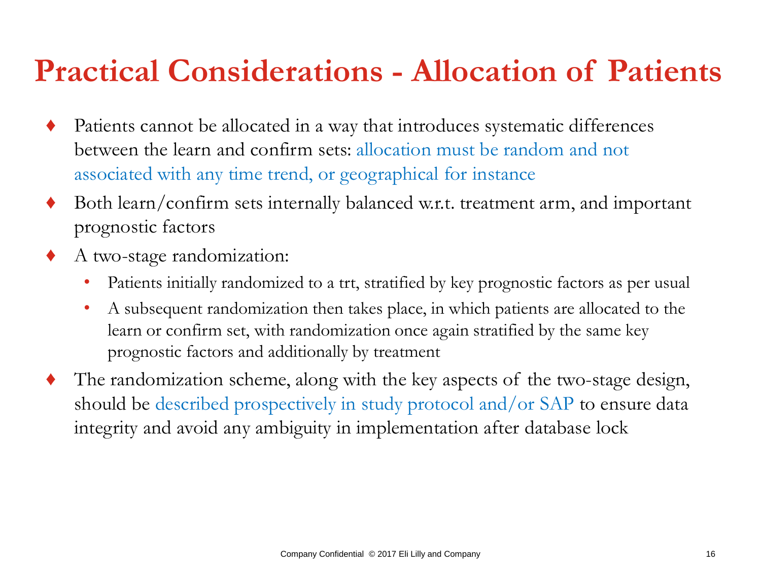# Practical Considerations - Allocation of Patients

- Patients cannot be allocated in a way that introduces systematic differences between the learn and confirm sets: allocation must be random and not associated with any time trend, or geographical for instance
- Both learn/confirm sets internally balanced w.r.t. treatment arm, and important prognostic factors
- A two-stage randomization:
  - Patients initially randomized to a trt, stratified by key prognostic factors as per usual
  - A subsequent randomization then takes place, in which patients are allocated to the learn or confirm set, with randomization once again stratified by the same key prognostic factors and additionally by treatment
- The randomization scheme, along with the key aspects of the two-stage design, should be described prospectively in study protocol and/or SAP to ensure data integrity and avoid any ambiguity in implementation after database lock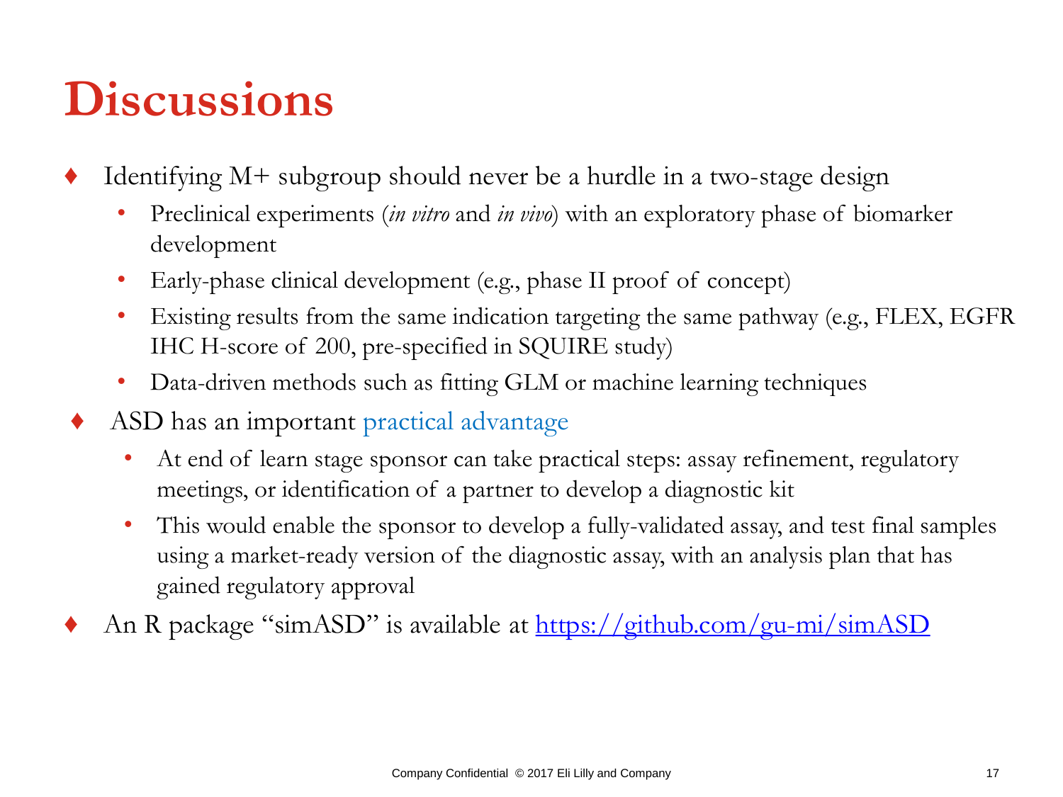# Discussions

- Identifying M+ subgroup should never be a hurdle in a two-stage design
  - Preclinical experiments (*in vitro* and *in vivo*) with an exploratory phase of biomarker development
  - Early-phase clinical development (e.g., phase II proof of concept)
  - Existing results from the same indication targeting the same pathway (e.g., FLEX, EGFR IHC H-score of 200, pre-specified in SQUIRE study)
  - Data-driven methods such as fitting GLM or machine learning techniques
- ASD has an important practical advantage
  - At end of learn stage sponsor can take practical steps: assay refinement, regulatory meetings, or identification of a partner to develop a diagnostic kit
  - This would enable the sponsor to develop a fully-validated assay, and test final samples using a market-ready version of the diagnostic assay, with an analysis plan that has gained regulatory approval
- An R package "simASD" is available at https://github.com/gu-mi/simASD

Company Confidential © 2017 Eli Lilly and Company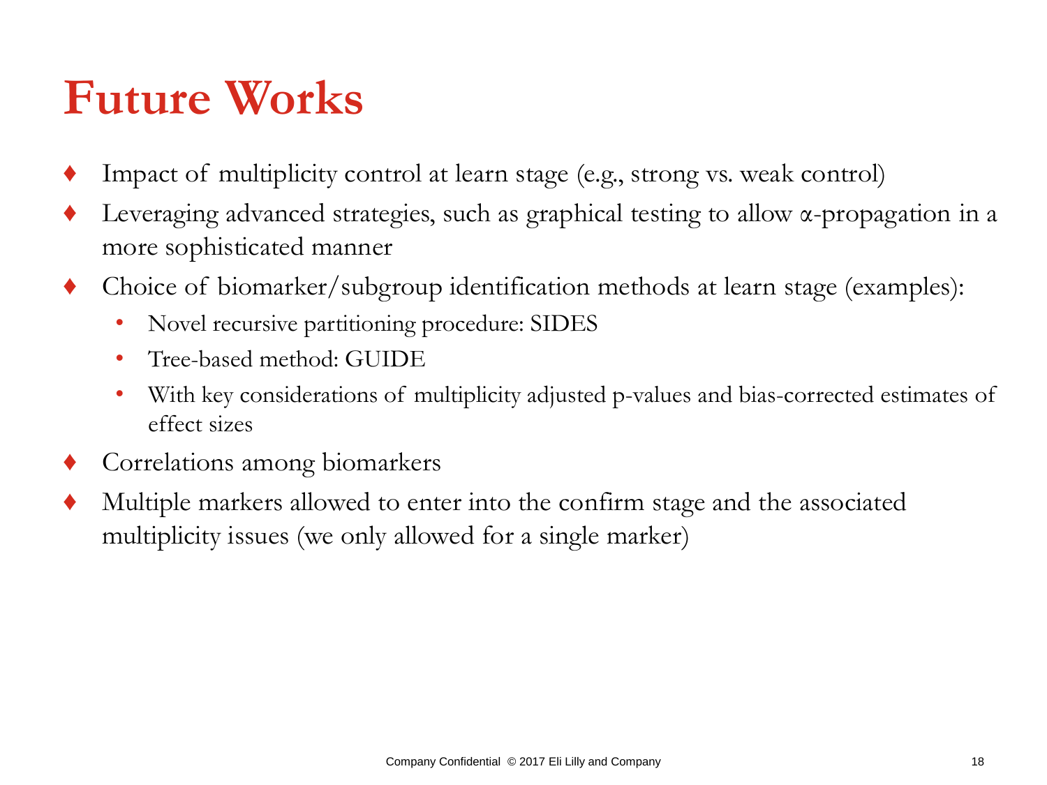# Future Works

- Impact of multiplicity control at learn stage (e.g., strong vs. weak control)
- Leveraging advanced strategies, such as graphical testing to allow $\alpha$-propagation in a more sophisticated manner
- Choice of biomarker/subgroup identification methods at learn stage (examples):
  - Novel recursive partitioning procedure: SIDES
  - Tree-based method: GUIDE
  - With key considerations of multiplicity adjusted p-values and bias-corrected estimates of effect sizes
- Correlations among biomarkers
- Multiple markers allowed to enter into the confirm stage and the associated multiplicity issues (we only allowed for a single marker)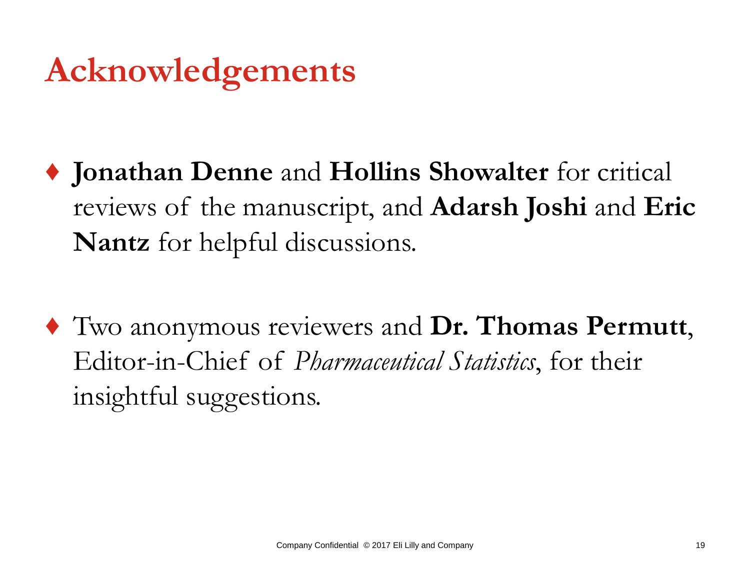# Acknowledgements

- **Jonathan Denne** and **Hollins Showalter** for critical reviews of the manuscript, and **Adarsh Joshi** and **Eric Nantz** for helpful discussions.

- Two anonymous reviewers and **Dr. Thomas Permutt**, Editor-in-Chief of *Pharmaceutical Statistics*, for their insightful suggestions.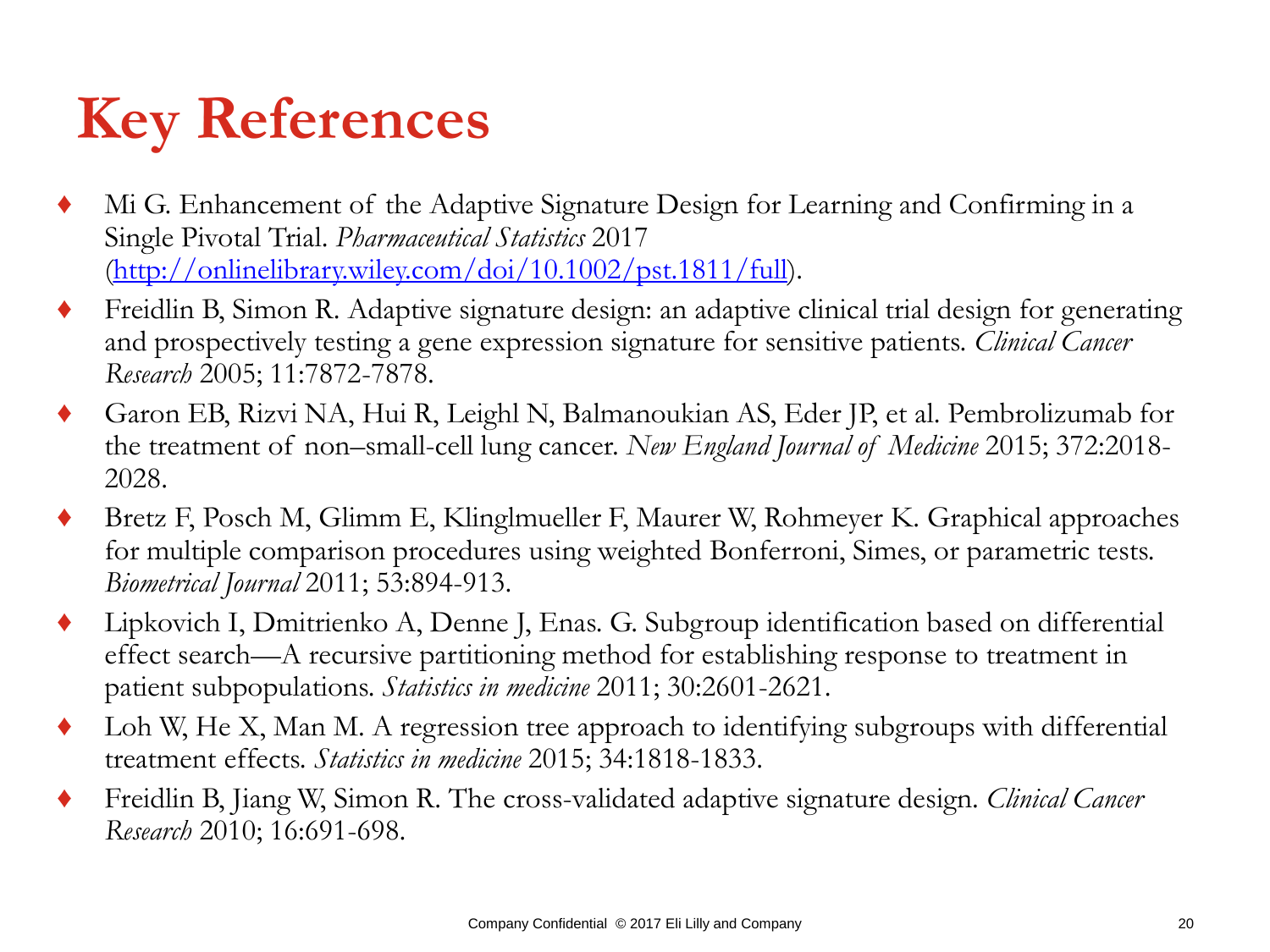# Key References

- Mi G. Enhancement of the Adaptive Signature Design for Learning and Confirming in a Single Pivotal Trial. *Pharmaceutical Statistics* 2017 ([http://onlinelibrary.wiley.com/doi/10.1002/pst.1811/full](http://onlinelibrary.wiley.com/doi/10.1002/pst.1811/full)).
- Freidlin B, Simon R. Adaptive signature design: an adaptive clinical trial design for generating and prospectively testing a gene expression signature for sensitive patients. *Clinical Cancer Research* 2005; 11:7872-7878.
- Garon EB, Rizvi NA, Hui R, Leighl N, Balmanoukian AS, Eder JP, et al. Pembrolizumab for the treatment of non–small-cell lung cancer. *New England Journal of Medicine* 2015; 372:2018-2028.
- Bretz F, Posch M, Glimm E, Klinglmueller F, Maurer W, Rohmeyer K. Graphical approaches for multiple comparison procedures using weighted Bonferroni, Simes, or parametric tests. *Biometrical Journal* 2011; 53:894-913.
- Lipkovich I, Dmitrienko A, Denne J, Enas. G. Subgroup identification based on differential effect search—A recursive partitioning method for establishing response to treatment in patient subpopulations. *Statistics in medicine* 2011; 30:2601-2621.
- Loh W, He X, Man M. A regression tree approach to identifying subgroups with differential treatment effects. *Statistics in medicine* 2015; 34:1818-1833.
- Freidlin B, Jiang W, Simon R. The cross-validated adaptive signature design. *Clinical Cancer Research* 2010; 16:691-698.

Company Confidential © 2017 Eli Lilly and Company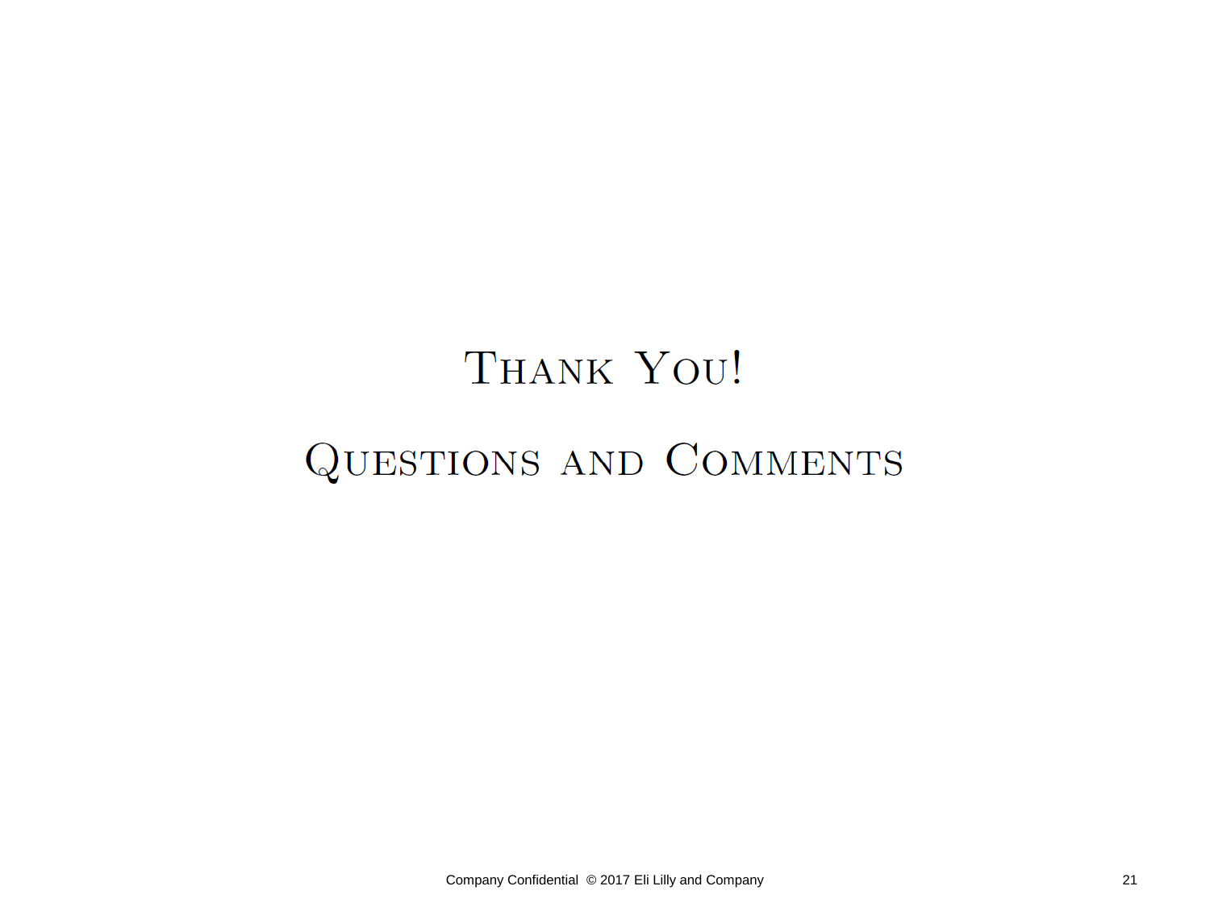# Thank You!

# Questions and Comments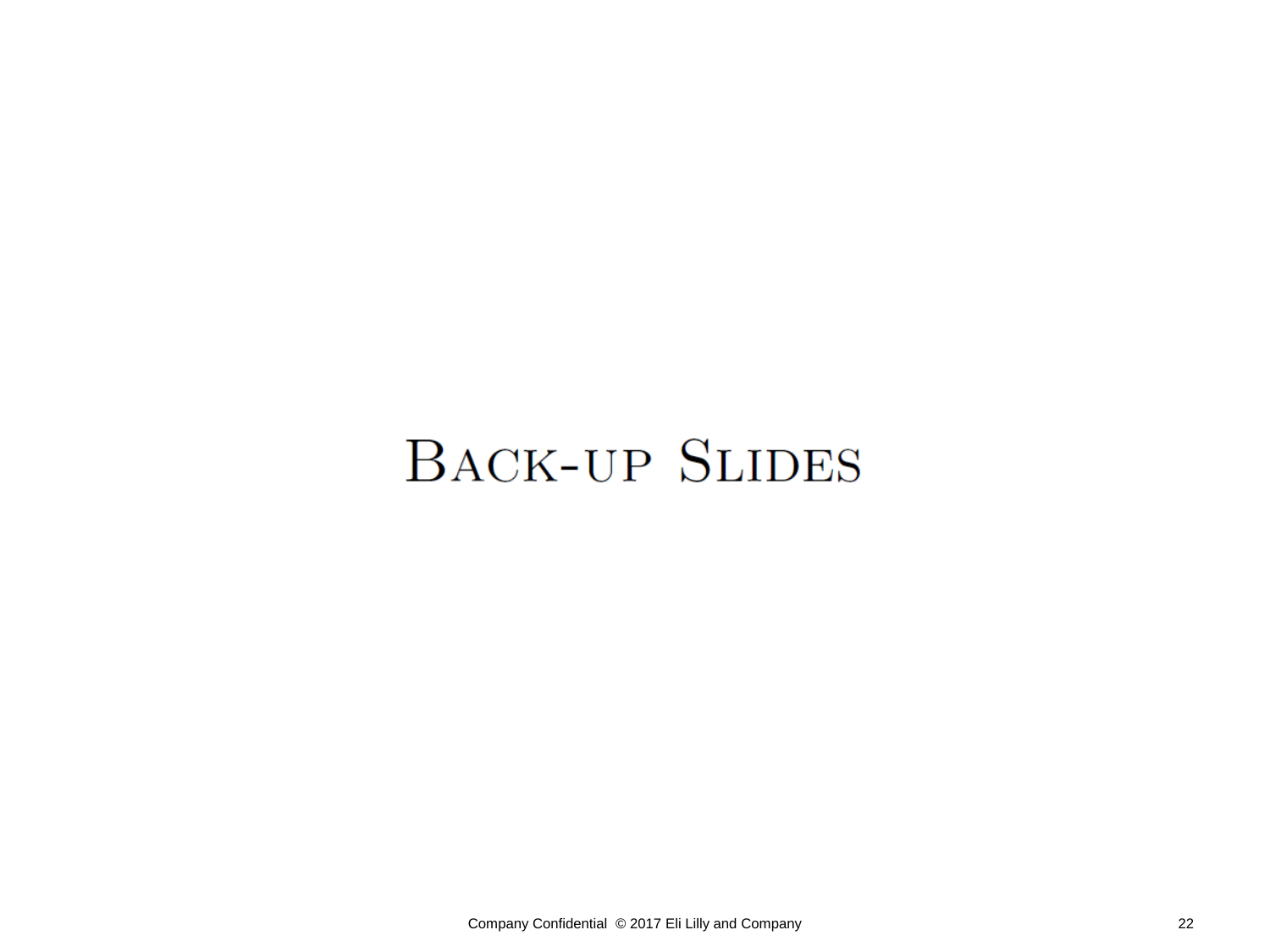# Back-up Slides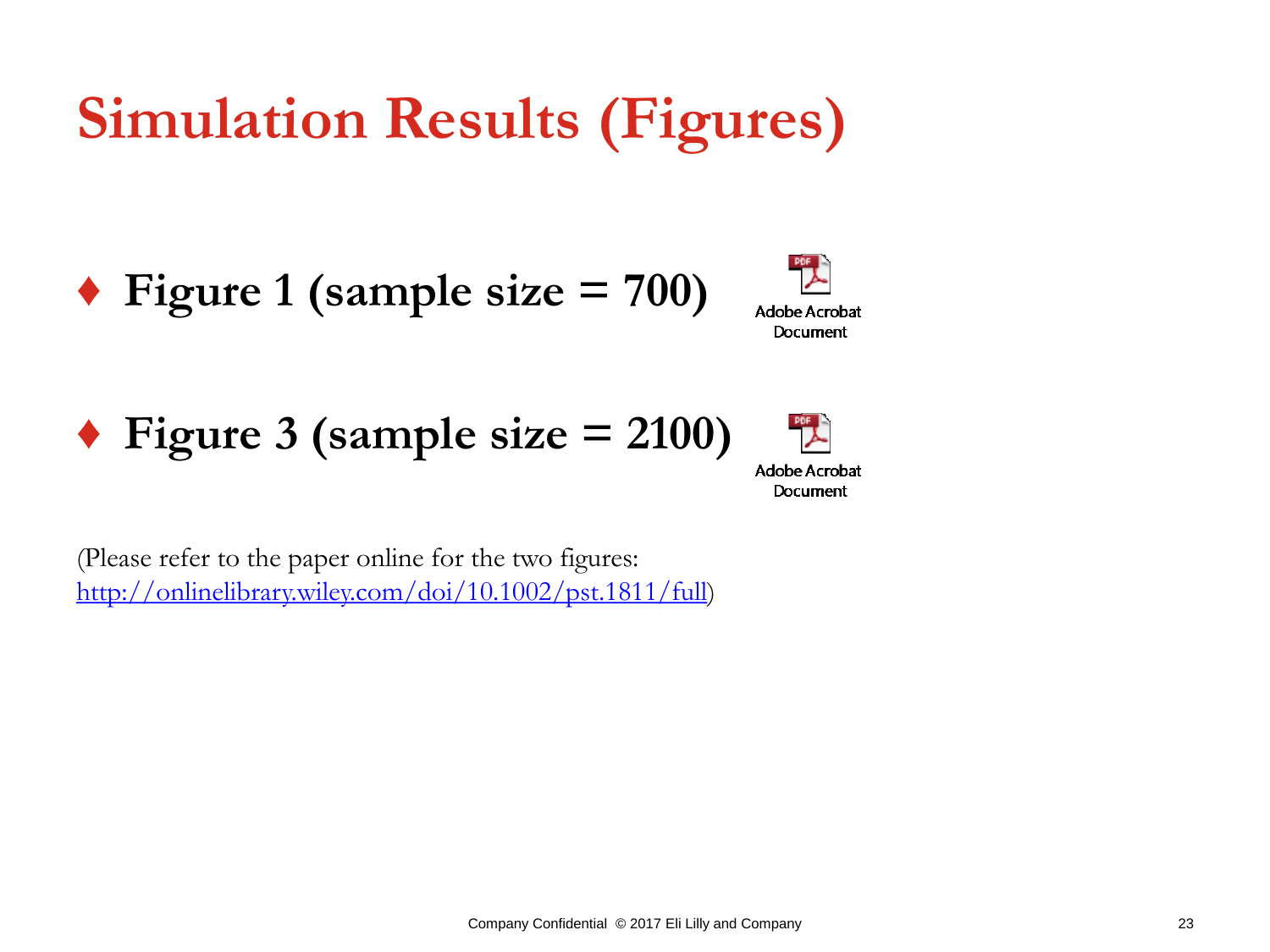# Simulation Results (Figures)

- **Figure 1 (sample size = 700)**

  Adobe Acrobat Document

- **Figure 3 (sample size = 2100)**

  Adobe Acrobat Document

(Please refer to the paper online for the two figures: http://onlinelibrary.wiley.com/doi/10.1002/pst.1811/full)

Company Confidential © 2017 Eli Lilly and Company